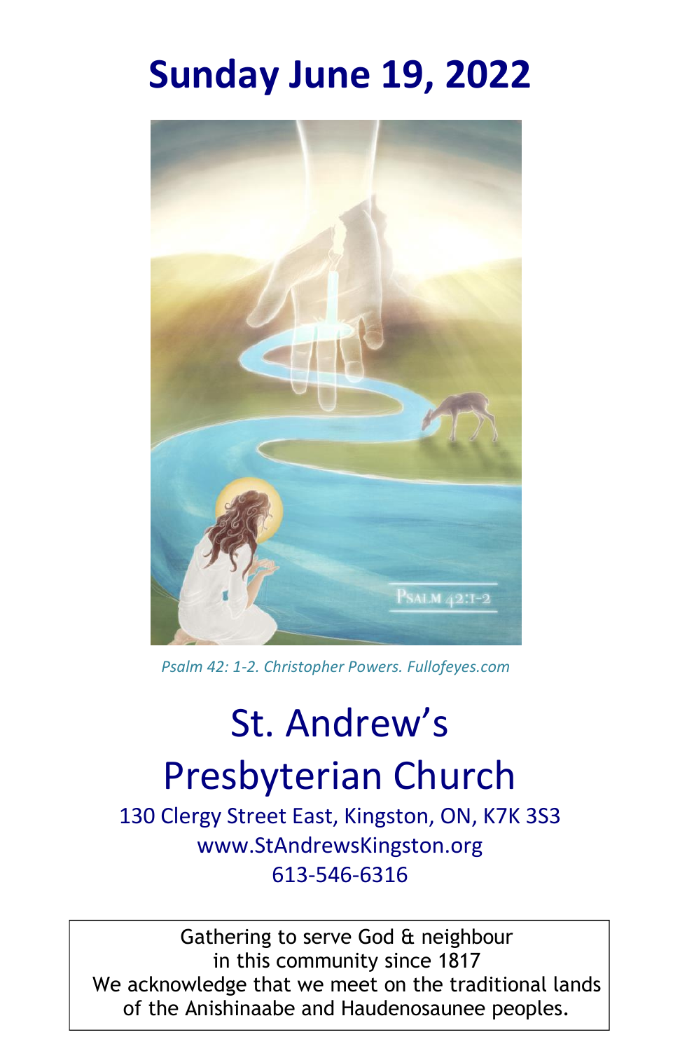# Sunday June 19, 2022

*Psalm 42: 1-2. Christopher Powers. Fullofeyes.com*

# St. Andrew's Presbyterian Church

130 Clergy Street East, Kingston, ON, K7K 3S3
www.StAndrewsKingston.org
613-546-6316

Gathering to serve God & neighbour
in this community since 1817
We acknowledge that we meet on the traditional lands of the Anishinaabe and Haudenosaunee peoples.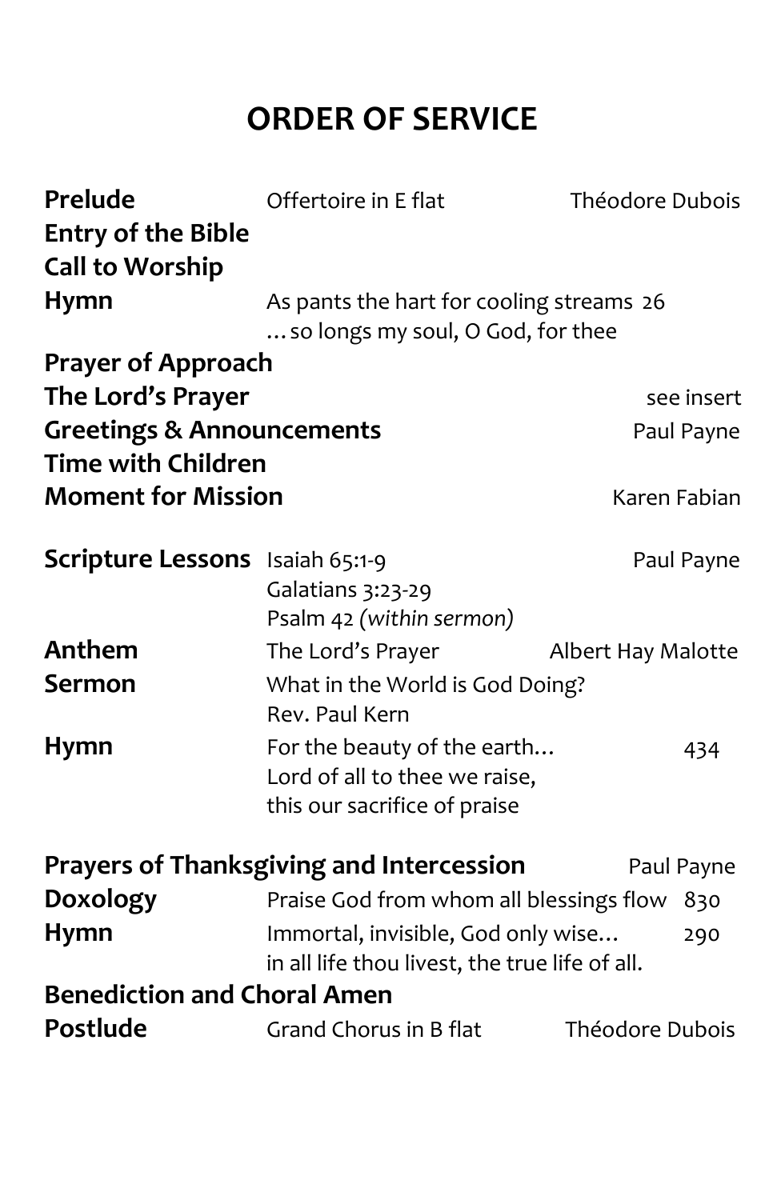# ORDER OF SERVICE

**Prelude** Offertoire in E flat — Théodore Dubois

**Entry of the Bible**

**Call to Worship**

**Hymn** As pants the hart for cooling streams 26
…so longs my soul, O God, for thee

**Prayer of Approach**

**The Lord's Prayer** — see insert

**Greetings & Announcements** — Paul Payne

**Time with Children**

**Moment for Mission** — Karen Fabian

**Scripture Lessons** Isaiah 65:1-9 — Paul Payne
Galatians 3:23-29
Psalm 42 *(within sermon)*

**Anthem** The Lord's Prayer — Albert Hay Malotte

**Sermon** What in the World is God Doing?
Rev. Paul Kern

**Hymn** For the beauty of the earth… 434
Lord of all to thee we raise,
this our sacrifice of praise

**Prayers of Thanksgiving and Intercession** — Paul Payne

**Doxology** Praise God from whom all blessings flow 830

**Hymn** Immortal, invisible, God only wise… 290
in all life thou livest, the true life of all.

**Benediction and Choral Amen**

**Postlude** Grand Chorus in B flat — Théodore Dubois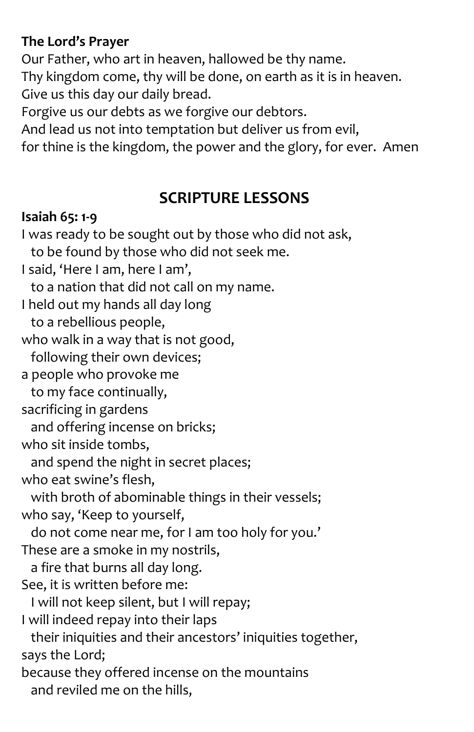**The Lord's Prayer**

Our Father, who art in heaven, hallowed be thy name.
Thy kingdom come, thy will be done, on earth as it is in heaven.
Give us this day our daily bread.
Forgive us our debts as we forgive our debtors.
And lead us not into temptation but deliver us from evil,
for thine is the kingdom, the power and the glory, for ever. Amen

## SCRIPTURE LESSONS

**Isaiah 65: 1-9**

I was ready to be sought out by those who did not ask,
  to be found by those who did not seek me.
I said, 'Here I am, here I am',
  to a nation that did not call on my name.
I held out my hands all day long
  to a rebellious people,
who walk in a way that is not good,
  following their own devices;
a people who provoke me
  to my face continually,
sacrificing in gardens
  and offering incense on bricks;
who sit inside tombs,
  and spend the night in secret places;
who eat swine's flesh,
  with broth of abominable things in their vessels;
who say, 'Keep to yourself,
  do not come near me, for I am too holy for you.'
These are a smoke in my nostrils,
  a fire that burns all day long.
See, it is written before me:
  I will not keep silent, but I will repay;
I will indeed repay into their laps
  their iniquities and their ancestors' iniquities together,
says the Lord;
because they offered incense on the mountains
  and reviled me on the hills,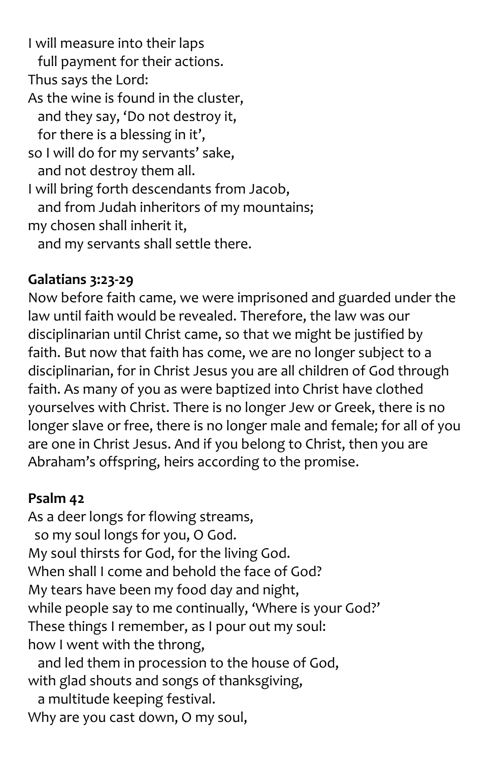I will measure into their laps
  full payment for their actions.
Thus says the Lord:
As the wine is found in the cluster,
  and they say, 'Do not destroy it,
  for there is a blessing in it',
so I will do for my servants' sake,
  and not destroy them all.
I will bring forth descendants from Jacob,
  and from Judah inheritors of my mountains;
my chosen shall inherit it,
  and my servants shall settle there.

**Galatians 3:23-29**

Now before faith came, we were imprisoned and guarded under the law until faith would be revealed. Therefore, the law was our disciplinarian until Christ came, so that we might be justified by faith. But now that faith has come, we are no longer subject to a disciplinarian, for in Christ Jesus you are all children of God through faith. As many of you as were baptized into Christ have clothed yourselves with Christ. There is no longer Jew or Greek, there is no longer slave or free, there is no longer male and female; for all of you are one in Christ Jesus. And if you belong to Christ, then you are Abraham's offspring, heirs according to the promise.

**Psalm 42**

As a deer longs for flowing streams,
  so my soul longs for you, O God.
My soul thirsts for God, for the living God.
When shall I come and behold the face of God?
My tears have been my food day and night,
while people say to me continually, 'Where is your God?'
These things I remember, as I pour out my soul:
how I went with the throng,
  and led them in procession to the house of God,
with glad shouts and songs of thanksgiving,
  a multitude keeping festival.
Why are you cast down, O my soul,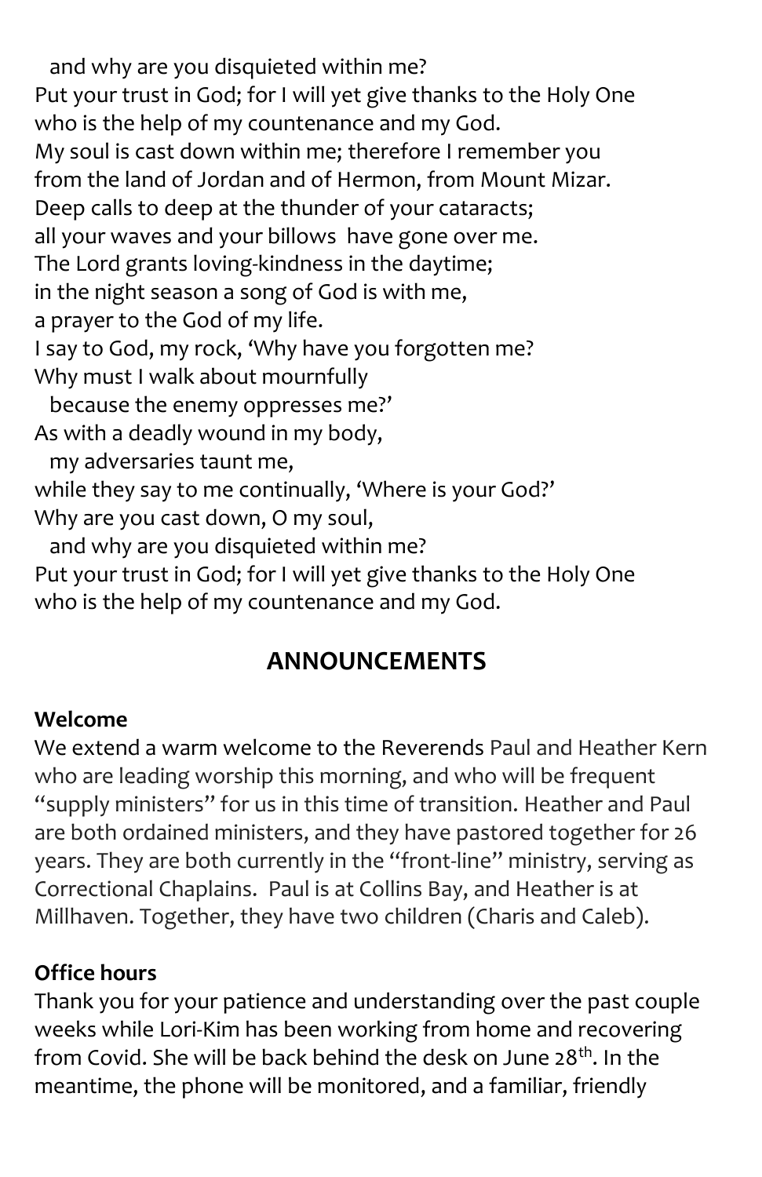and why are you disquieted within me?
Put your trust in God; for I will yet give thanks to the Holy One
who is the help of my countenance and my God.
My soul is cast down within me; therefore I remember you
from the land of Jordan and of Hermon, from Mount Mizar.
Deep calls to deep at the thunder of your cataracts;
all your waves and your billows have gone over me.
The Lord grants loving-kindness in the daytime;
in the night season a song of God is with me,
a prayer to the God of my life.
I say to God, my rock, 'Why have you forgotten me?
Why must I walk about mournfully
because the enemy oppresses me?'
As with a deadly wound in my body,
my adversaries taunt me,
while they say to me continually, 'Where is your God?'
Why are you cast down, O my soul,
and why are you disquieted within me?
Put your trust in God; for I will yet give thanks to the Holy One
who is the help of my countenance and my God.

## ANNOUNCEMENTS

**Welcome**
We extend a warm welcome to the Reverends Paul and Heather Kern who are leading worship this morning, and who will be frequent "supply ministers" for us in this time of transition. Heather and Paul are both ordained ministers, and they have pastored together for 26 years. They are both currently in the "front-line" ministry, serving as Correctional Chaplains. Paul is at Collins Bay, and Heather is at Millhaven. Together, they have two children (Charis and Caleb).

**Office hours**
Thank you for your patience and understanding over the past couple weeks while Lori-Kim has been working from home and recovering from Covid. She will be back behind the desk on June 28th. In the meantime, the phone will be monitored, and a familiar, friendly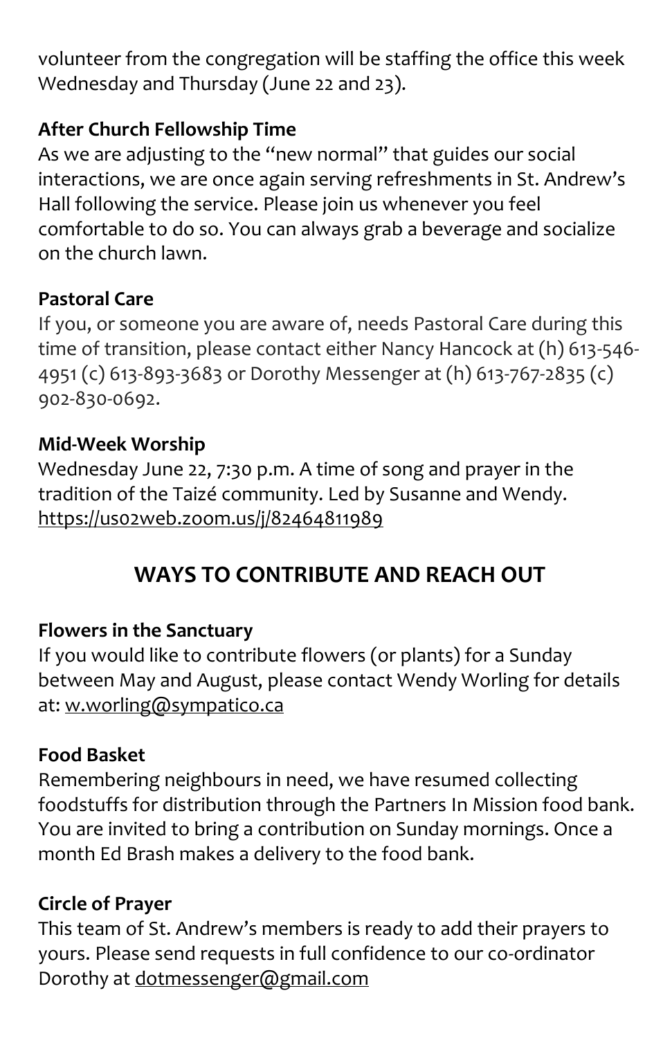volunteer from the congregation will be staffing the office this week Wednesday and Thursday (June 22 and 23).

**After Church Fellowship Time**

As we are adjusting to the "new normal" that guides our social interactions, we are once again serving refreshments in St. Andrew's Hall following the service. Please join us whenever you feel comfortable to do so. You can always grab a beverage and socialize on the church lawn.

**Pastoral Care**

If you, or someone you are aware of, needs Pastoral Care during this time of transition, please contact either Nancy Hancock at (h) 613-546-4951 (c) 613-893-3683 or Dorothy Messenger at (h) 613-767-2835 (c) 902-830-0692.

**Mid-Week Worship**

Wednesday June 22, 7:30 p.m. A time of song and prayer in the tradition of the Taizé community. Led by Susanne and Wendy. https://us02web.zoom.us/j/82464811989

## WAYS TO CONTRIBUTE AND REACH OUT

**Flowers in the Sanctuary**

If you would like to contribute flowers (or plants) for a Sunday between May and August, please contact Wendy Worling for details at: w.worling@sympatico.ca

**Food Basket**

Remembering neighbours in need, we have resumed collecting foodstuffs for distribution through the Partners In Mission food bank. You are invited to bring a contribution on Sunday mornings. Once a month Ed Brash makes a delivery to the food bank.

**Circle of Prayer**

This team of St. Andrew's members is ready to add their prayers to yours. Please send requests in full confidence to our co-ordinator Dorothy at dotmessenger@gmail.com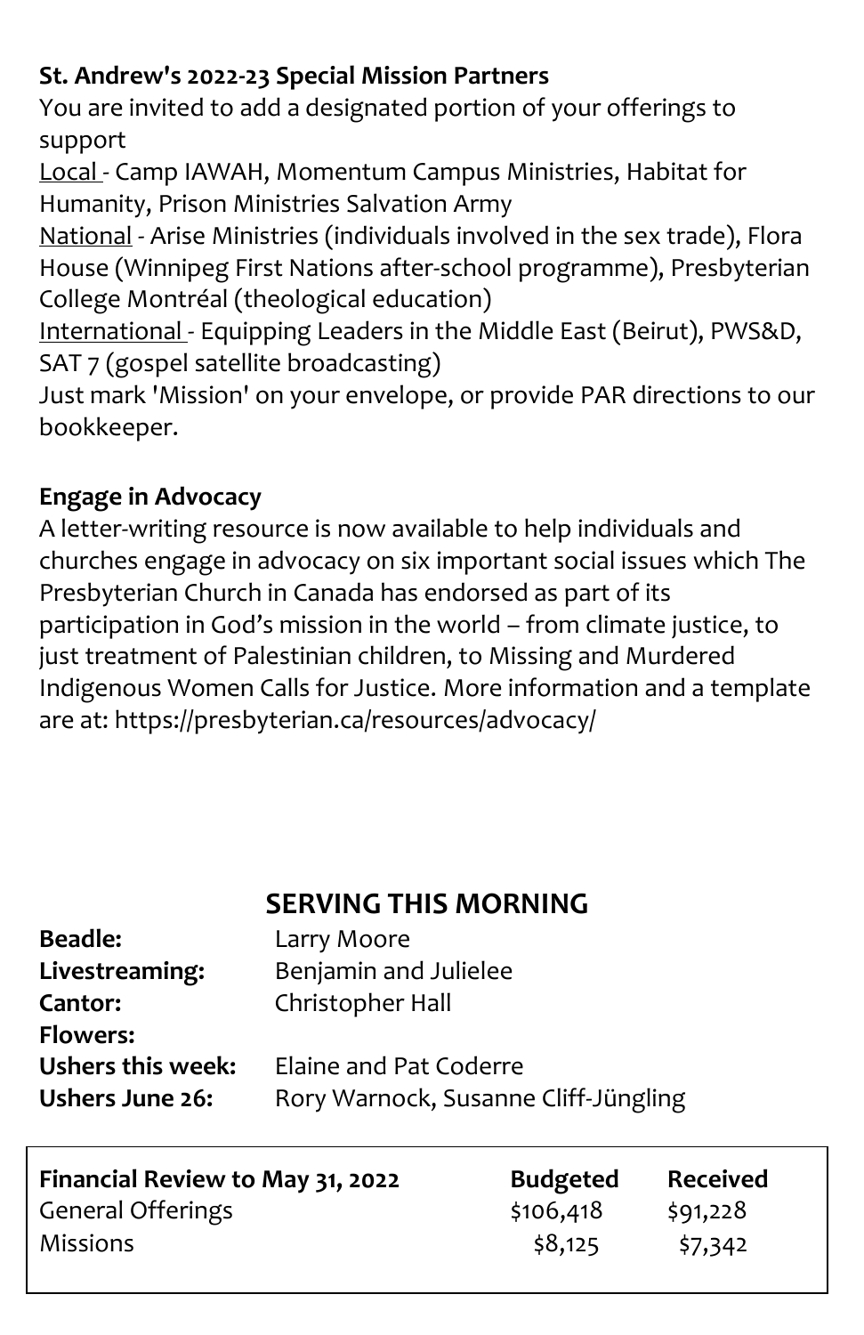**St. Andrew's 2022-23 Special Mission Partners**

You are invited to add a designated portion of your offerings to support

Local - Camp IAWAH, Momentum Campus Ministries, Habitat for Humanity, Prison Ministries Salvation Army

National - Arise Ministries (individuals involved in the sex trade), Flora House (Winnipeg First Nations after-school programme), Presbyterian College Montréal (theological education)

International - Equipping Leaders in the Middle East (Beirut), PWS&D, SAT 7 (gospel satellite broadcasting)

Just mark 'Mission' on your envelope, or provide PAR directions to our bookkeeper.

**Engage in Advocacy**

A letter-writing resource is now available to help individuals and churches engage in advocacy on six important social issues which The Presbyterian Church in Canada has endorsed as part of its participation in God's mission in the world – from climate justice, to just treatment of Palestinian children, to Missing and Murdered Indigenous Women Calls for Justice. More information and a template are at: https://presbyterian.ca/resources/advocacy/

## SERVING THIS MORNING

| | |
|---|---|
| **Beadle:** | Larry Moore |
| **Livestreaming:** | Benjamin and Julielee |
| **Cantor:** | Christopher Hall |
| **Flowers:** | |
| **Ushers this week:** | Elaine and Pat Coderre |
| **Ushers June 26:** | Rory Warnock, Susanne Cliff-Jüngling |

| **Financial Review to May 31, 2022** | **Budgeted** | **Received** |
|---|---|---|
| General Offerings | $106,418 | $91,228 |
| Missions | $8,125 | $7,342 |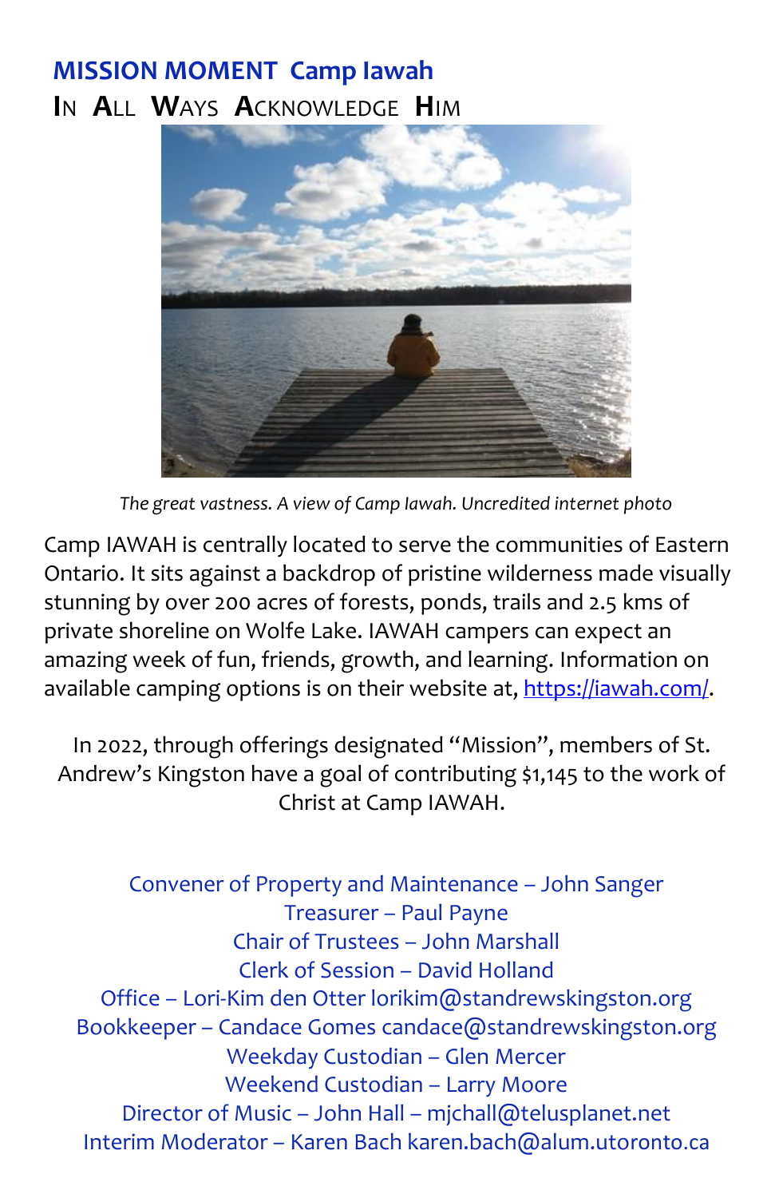## MISSION MOMENT Camp Iawah

IN ALL WAYS ACKNOWLEDGE HIM

*The great vastness. A view of Camp Iawah. Uncredited internet photo*

Camp IAWAH is centrally located to serve the communities of Eastern Ontario. It sits against a backdrop of pristine wilderness made visually stunning by over 200 acres of forests, ponds, trails and 2.5 kms of private shoreline on Wolfe Lake. IAWAH campers can expect an amazing week of fun, friends, growth, and learning. Information on available camping options is on their website at, https://iawah.com/.

In 2022, through offerings designated "Mission", members of St. Andrew's Kingston have a goal of contributing $1,145 to the work of Christ at Camp IAWAH.

Convener of Property and Maintenance – John Sanger
Treasurer – Paul Payne
Chair of Trustees – John Marshall
Clerk of Session – David Holland
Office – Lori-Kim den Otter lorikim@standrewskingston.org
Bookkeeper – Candace Gomes candace@standrewskingston.org
Weekday Custodian – Glen Mercer
Weekend Custodian – Larry Moore
Director of Music – John Hall – mjchall@telusplanet.net
Interim Moderator – Karen Bach karen.bach@alum.utoronto.ca